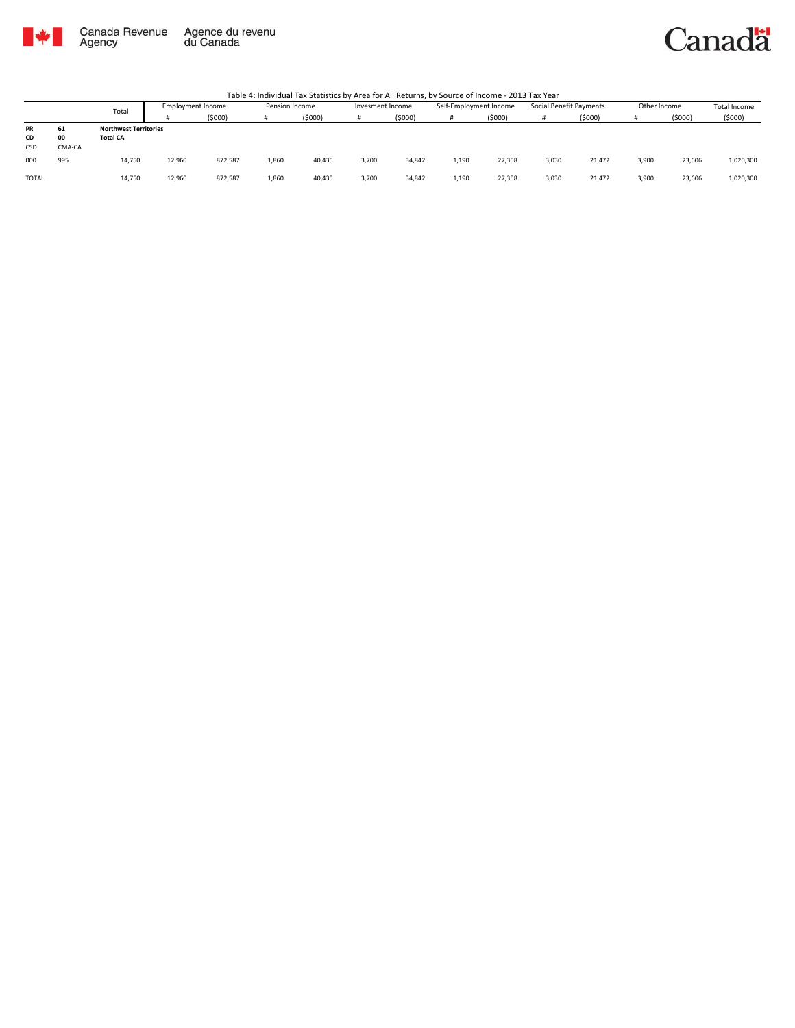Canada Revenue Agency | Agence du revenu du Canada

Canada

Table 4: Individual Tax Statistics by Area for All Returns, by Source of Income - 2013 Tax Year

| | | Total | Employment Income | | Pension Income | | Invesment Income | | Self-Employment Income | | Social Benefit Payments | | Other Income | | Total Income |
|---|---|---|---|---|---|---|---|---|---|---|---|---|---|---|---|
| | | | # | ($000) | # | ($000) | # | ($000) | # | ($000) | # | ($000) | # | ($000) | ($000) |
| **PR** | **61** | **Northwest Territories** | | | | | | | | | | | | | |
| **CD** | **00** | **Total CA** | | | | | | | | | | | | | |
| CSD | CMA-CA | | | | | | | | | | | | | | |
| 000 | 995 | 14,750 | 12,960 | 872,587 | 1,860 | 40,435 | 3,700 | 34,842 | 1,190 | 27,358 | 3,030 | 21,472 | 3,900 | 23,606 | 1,020,300 |
| TOTAL | | 14,750 | 12,960 | 872,587 | 1,860 | 40,435 | 3,700 | 34,842 | 1,190 | 27,358 | 3,030 | 21,472 | 3,900 | 23,606 | 1,020,300 |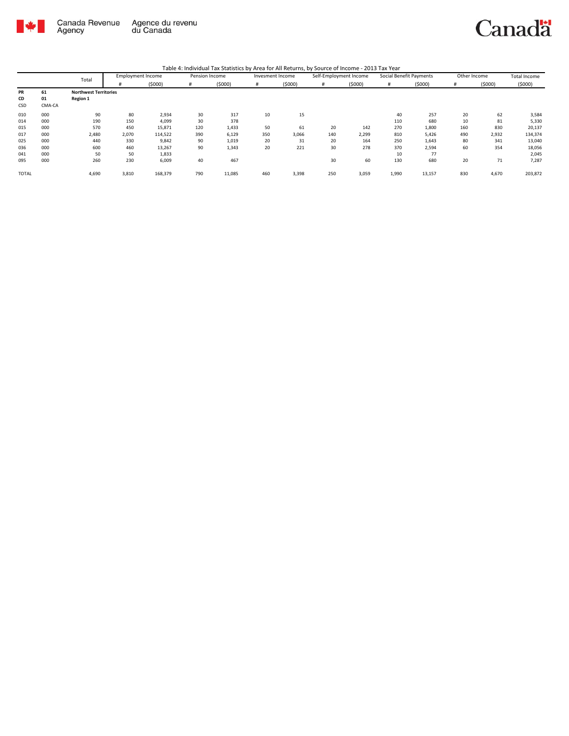Table 4: Individual Tax Statistics by Area for All Returns, by Source of Income - 2013 Tax Year

| | | Total | Employment Income | | Pension Income | | Invesment Income | | Self-Employment Income | | Social Benefit Payments | | Other Income | | Total Income |
|---|---|---|---|---|---|---|---|---|---|---|---|---|---|---|---|
| | | | # | ($000) | # | ($000) | # | ($000) | # | ($000) | # | ($000) | # | ($000) | ($000) |
| **PR** | **61** | **Northwest Territories** | | | | | | | | | | | | | |
| **CD** | **01** | **Region 1** | | | | | | | | | | | | | |
| CSD | CMA-CA | | | | | | | | | | | | | | |
| 010 | 000 | 90 | 80 | 2,934 | 30 | 317 | 10 | 15 | | | 40 | 257 | 20 | 62 | 3,584 |
| 014 | 000 | 190 | 150 | 4,099 | 30 | 378 | | | | | 110 | 680 | 10 | 81 | 5,330 |
| 015 | 000 | 570 | 450 | 15,871 | 120 | 1,433 | 50 | 61 | 20 | 142 | 270 | 1,800 | 160 | 830 | 20,137 |
| 017 | 000 | 2,480 | 2,070 | 114,522 | 390 | 6,129 | 350 | 3,066 | 140 | 2,299 | 810 | 5,426 | 490 | 2,932 | 134,374 |
| 025 | 000 | 440 | 330 | 9,842 | 90 | 1,019 | 20 | 31 | 20 | 164 | 250 | 1,643 | 80 | 341 | 13,040 |
| 036 | 000 | 600 | 460 | 13,267 | 90 | 1,343 | 20 | 221 | 30 | 278 | 370 | 2,594 | 60 | 354 | 18,056 |
| 041 | 000 | 50 | 50 | 1,833 | | | | | | | 10 | 77 | | | 2,045 |
| 095 | 000 | 260 | 230 | 6,009 | 40 | 467 | | | 30 | 60 | 130 | 680 | 20 | 71 | 7,287 |
| TOTAL | | 4,690 | 3,810 | 168,379 | 790 | 11,085 | 460 | 3,398 | 250 | 3,059 | 1,990 | 13,157 | 830 | 4,670 | 203,872 |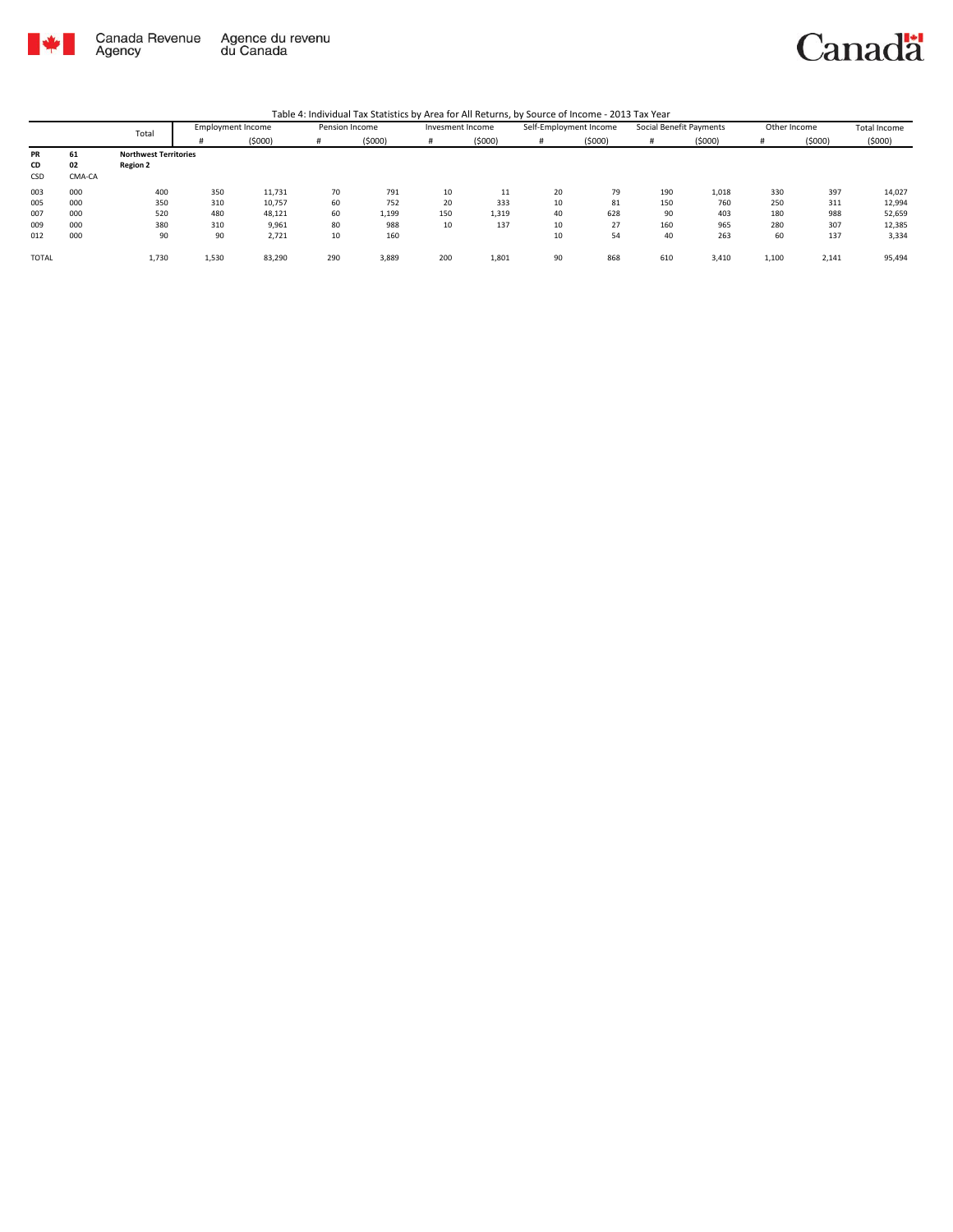Canada Revenue Agency | Agence du revenu du Canada

Table 4: Individual Tax Statistics by Area for All Returns, by Source of Income - 2013 Tax Year

| | | Total | Employment Income | | Pension Income | | Invesment Income | | Self-Employment Income | | Social Benefit Payments | | Other Income | | Total Income |
|---|---|---|---|---|---|---|---|---|---|---|---|---|---|---|---|
| | | | # | ($000) | # | ($000) | # | ($000) | # | ($000) | # | ($000) | # | ($000) | ($000) |
| **PR** | **61** | **Northwest Territories** | | | | | | | | | | | | | |
| **CD** | **02** | **Region 2** | | | | | | | | | | | | | |
| CSD | CMA-CA | | | | | | | | | | | | | | |
| 003 | 000 | 400 | 350 | 11,731 | 70 | 791 | 10 | 11 | 20 | 79 | 190 | 1,018 | 330 | 397 | 14,027 |
| 005 | 000 | 350 | 310 | 10,757 | 60 | 752 | 20 | 333 | 10 | 81 | 150 | 760 | 250 | 311 | 12,994 |
| 007 | 000 | 520 | 480 | 48,121 | 60 | 1,199 | 150 | 1,319 | 40 | 628 | 90 | 403 | 180 | 988 | 52,659 |
| 009 | 000 | 380 | 310 | 9,961 | 80 | 988 | 10 | 137 | 10 | 27 | 160 | 965 | 280 | 307 | 12,385 |
| 012 | 000 | 90 | 90 | 2,721 | 10 | 160 | | | 10 | 54 | 40 | 263 | 60 | 137 | 3,334 |
| TOTAL | | 1,730 | 1,530 | 83,290 | 290 | 3,889 | 200 | 1,801 | 90 | 868 | 610 | 3,410 | 1,100 | 2,141 | 95,494 |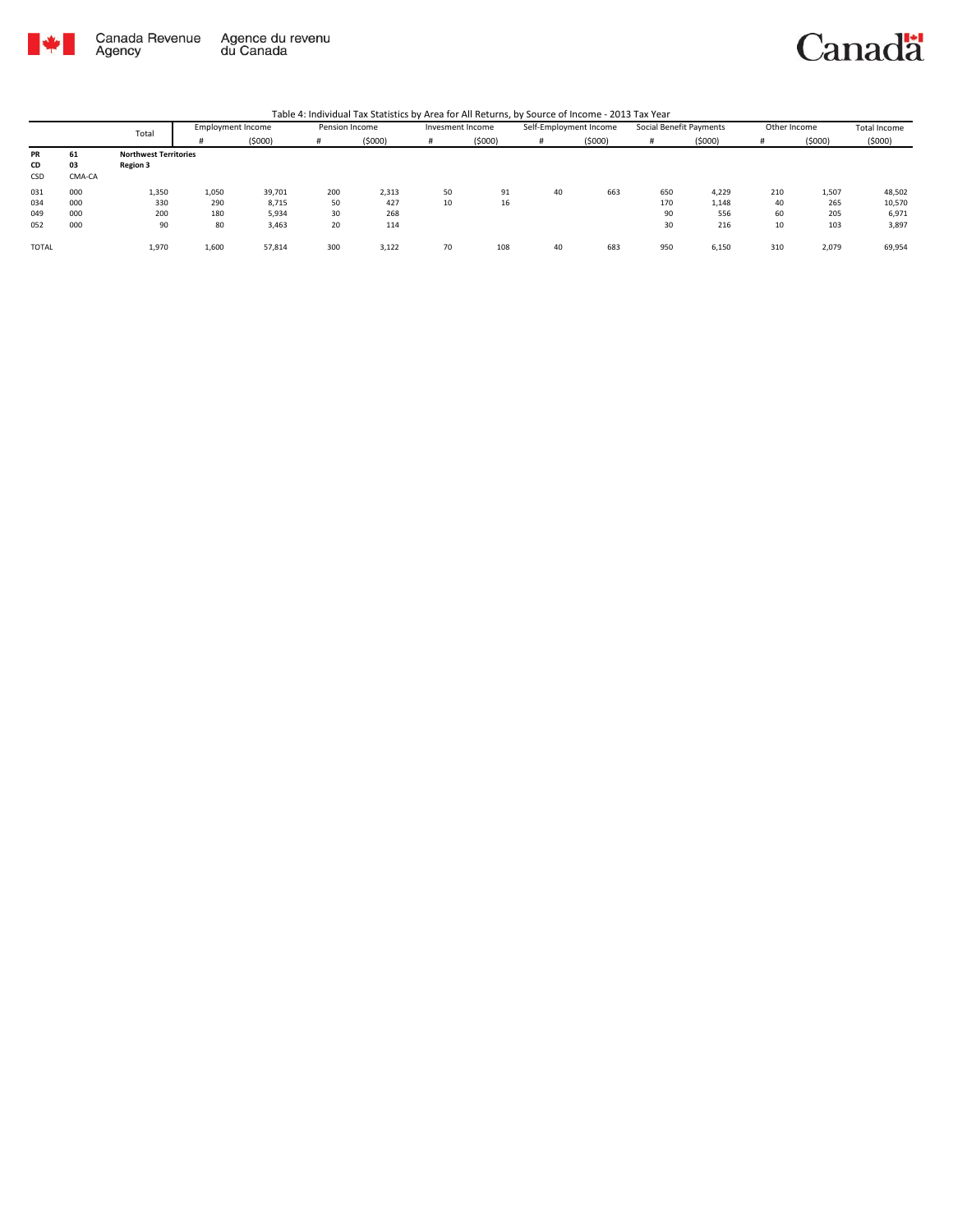Canada Revenue Agency | Agence du revenu du Canada

Canada

Table 4: Individual Tax Statistics by Area for All Returns, by Source of Income - 2013 Tax Year

| | | Total | Employment Income | | Pension Income | | Invesment Income | | Self-Employment Income | | Social Benefit Payments | | Other Income | | Total Income |
|---|---|---|---|---|---|---|---|---|---|---|---|---|---|---|---|
| | | | # | ($000) | # | ($000) | # | ($000) | # | ($000) | # | ($000) | # | ($000) | ($000) |
| **PR** | **61** | **Northwest Territories** | | | | | | | | | | | | | |
| **CD** | **03** | **Region 3** | | | | | | | | | | | | | |
| CSD | CMA-CA | | | | | | | | | | | | | | |
| 031 | 000 | 1,350 | 1,050 | 39,701 | 200 | 2,313 | 50 | 91 | 40 | 663 | 650 | 4,229 | 210 | 1,507 | 48,502 |
| 034 | 000 | 330 | 290 | 8,715 | 50 | 427 | 10 | 16 | | | 170 | 1,148 | 40 | 265 | 10,570 |
| 049 | 000 | 200 | 180 | 5,934 | 30 | 268 | | | | | 90 | 556 | 60 | 205 | 6,971 |
| 052 | 000 | 90 | 80 | 3,463 | 20 | 114 | | | | | 30 | 216 | 10 | 103 | 3,897 |
| TOTAL | | 1,970 | 1,600 | 57,814 | 300 | 3,122 | 70 | 108 | 40 | 683 | 950 | 6,150 | 310 | 2,079 | 69,954 |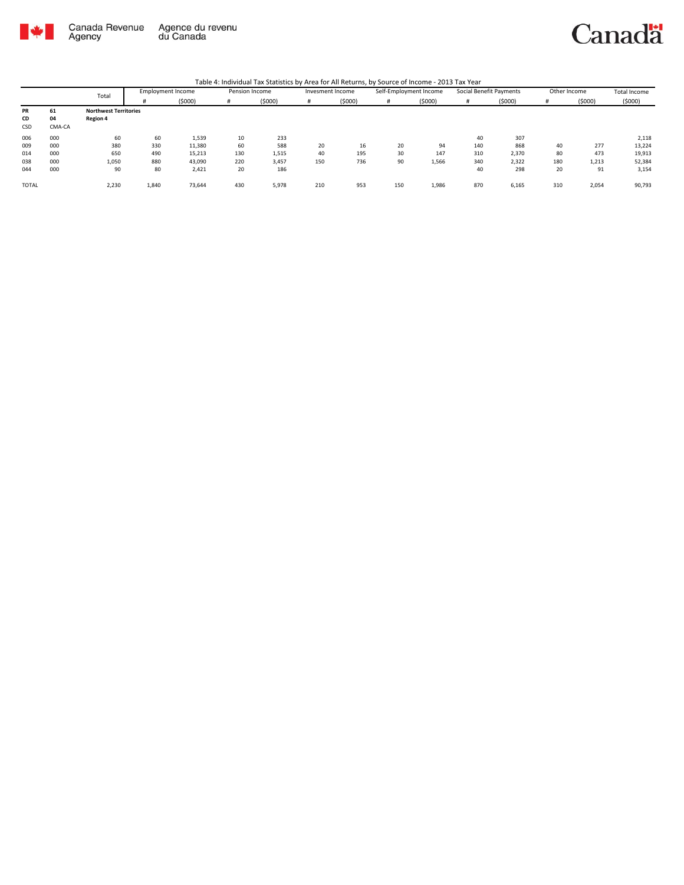Canada Revenue Agency / Agence du revenu du Canada

Canada

Table 4: Individual Tax Statistics by Area for All Returns, by Source of Income - 2013 Tax Year

| | | Total | Employment Income | | Pension Income | | Invesment Income | | Self-Employment Income | | Social Benefit Payments | | Other Income | | Total Income |
|---|---|---|---|---|---|---|---|---|---|---|---|---|---|---|---|
| | | | # | ($000) | # | ($000) | # | ($000) | # | ($000) | # | ($000) | # | ($000) | ($000) |
| **PR** | **61** | **Northwest Territories** | | | | | | | | | | | | | |
| **CD** | **04** | **Region 4** | | | | | | | | | | | | | |
| CSD | CMA-CA | | | | | | | | | | | | | | |
| 006 | 000 | 60 | 60 | 1,539 | 10 | 233 | | | | | 40 | 307 | | | 2,118 |
| 009 | 000 | 380 | 330 | 11,380 | 60 | 588 | 20 | 16 | 20 | 94 | 140 | 868 | 40 | 277 | 13,224 |
| 014 | 000 | 650 | 490 | 15,213 | 130 | 1,515 | 40 | 195 | 30 | 147 | 310 | 2,370 | 80 | 473 | 19,913 |
| 038 | 000 | 1,050 | 880 | 43,090 | 220 | 3,457 | 150 | 736 | 90 | 1,566 | 340 | 2,322 | 180 | 1,213 | 52,384 |
| 044 | 000 | 90 | 80 | 2,421 | 20 | 186 | | | | | 40 | 298 | 20 | 91 | 3,154 |
| TOTAL | | 2,230 | 1,840 | 73,644 | 430 | 5,978 | 210 | 953 | 150 | 1,986 | 870 | 6,165 | 310 | 2,054 | 90,793 |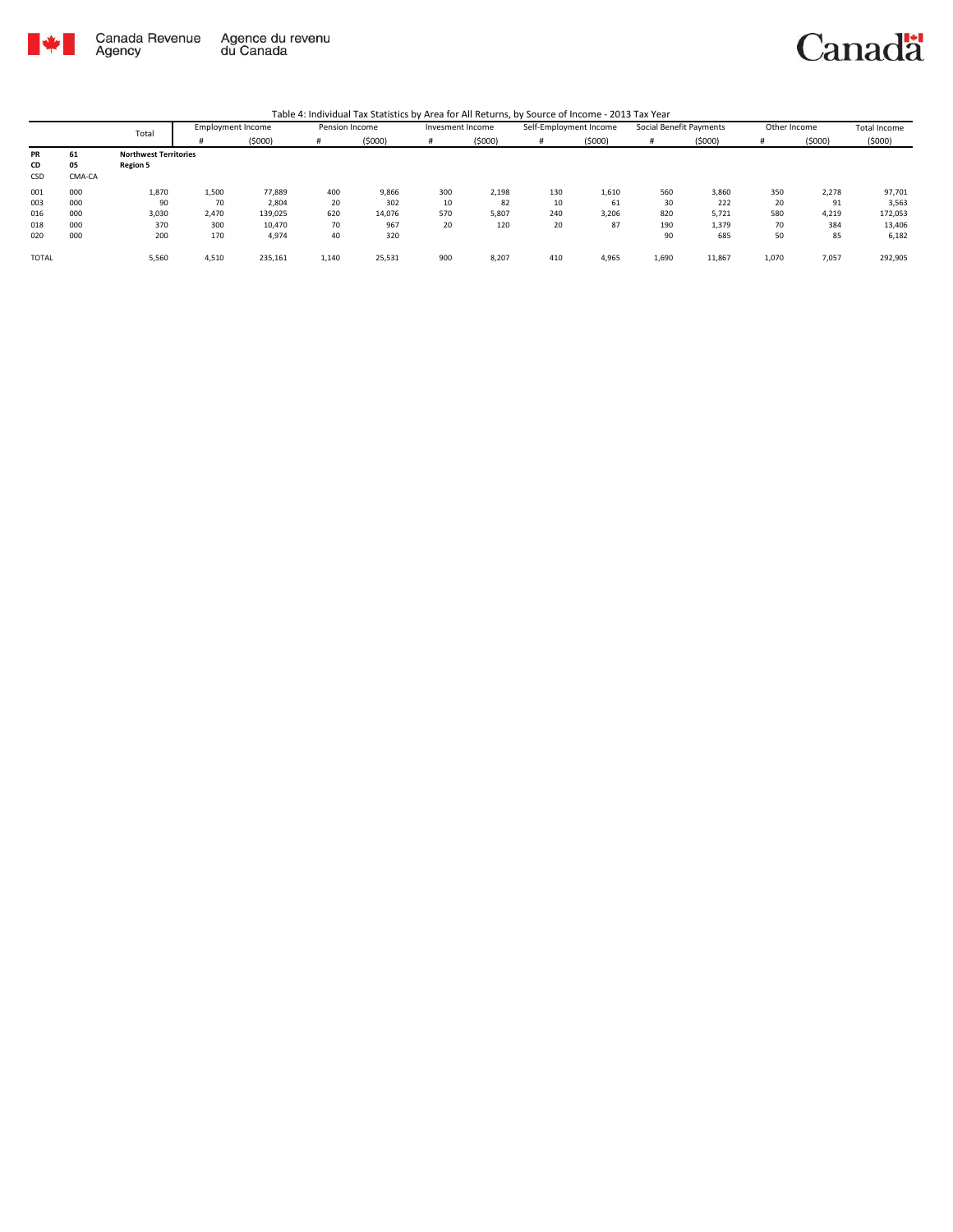Canada Revenue Agency | Agence du revenu du Canada

Table 4: Individual Tax Statistics by Area for All Returns, by Source of Income - 2013 Tax Year

| | | Total | Employment Income | | Pension Income | | Invesment Income | | Self-Employment Income | | Social Benefit Payments | | Other Income | | Total Income |
|---|---|---|---|---|---|---|---|---|---|---|---|---|---|---|---|
| | | | # | ($000) | # | ($000) | # | ($000) | # | ($000) | # | ($000) | # | ($000) | ($000) |
| **PR** | **61** | **Northwest Territories** | | | | | | | | | | | | | |
| **CD** | **05** | **Region 5** | | | | | | | | | | | | | |
| CSD | CMA-CA | | | | | | | | | | | | | | |
| 001 | 000 | 1,870 | 1,500 | 77,889 | 400 | 9,866 | 300 | 2,198 | 130 | 1,610 | 560 | 3,860 | 350 | 2,278 | 97,701 |
| 003 | 000 | 90 | 70 | 2,804 | 20 | 302 | 10 | 82 | 10 | 61 | 30 | 222 | 20 | 91 | 3,563 |
| 016 | 000 | 3,030 | 2,470 | 139,025 | 620 | 14,076 | 570 | 5,807 | 240 | 3,206 | 820 | 5,721 | 580 | 4,219 | 172,053 |
| 018 | 000 | 370 | 300 | 10,470 | 70 | 967 | 20 | 120 | 20 | 87 | 190 | 1,379 | 70 | 384 | 13,406 |
| 020 | 000 | 200 | 170 | 4,974 | 40 | 320 | | | | | 90 | 685 | 50 | 85 | 6,182 |
| TOTAL | | 5,560 | 4,510 | 235,161 | 1,140 | 25,531 | 900 | 8,207 | 410 | 4,965 | 1,690 | 11,867 | 1,070 | 7,057 | 292,905 |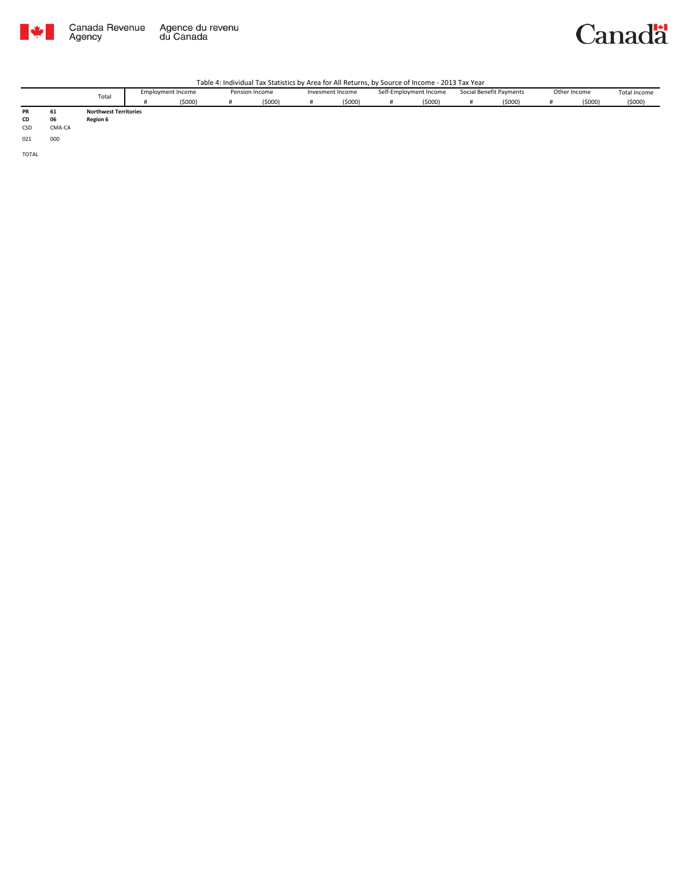Canada Revenue Agency / Agence du revenu du Canada

Canada

Table 4: Individual Tax Statistics by Area for All Returns, by Source of Income - 2013 Tax Year

| | | Total | Employment Income | | Pension Income | | Invesment Income | | Self-Employment Income | | Social Benefit Payments | | Other Income | | Total Income |
|---|---|---|---|---|---|---|---|---|---|---|---|---|---|---|---|
| | | | # | ($000) | # | ($000) | # | ($000) | # | ($000) | # | ($000) | # | ($000) | ($000) |
| **PR** | **61** | **Northwest Territories** | | | | | | | | | | | | | |
| **CD** | **06** | **Region 6** | | | | | | | | | | | | | |
| CSD | CMA-CA | | | | | | | | | | | | | | |
| 021 | 000 | | | | | | | | | | | | | | |
| TOTAL | | | | | | | | | | | | | | | |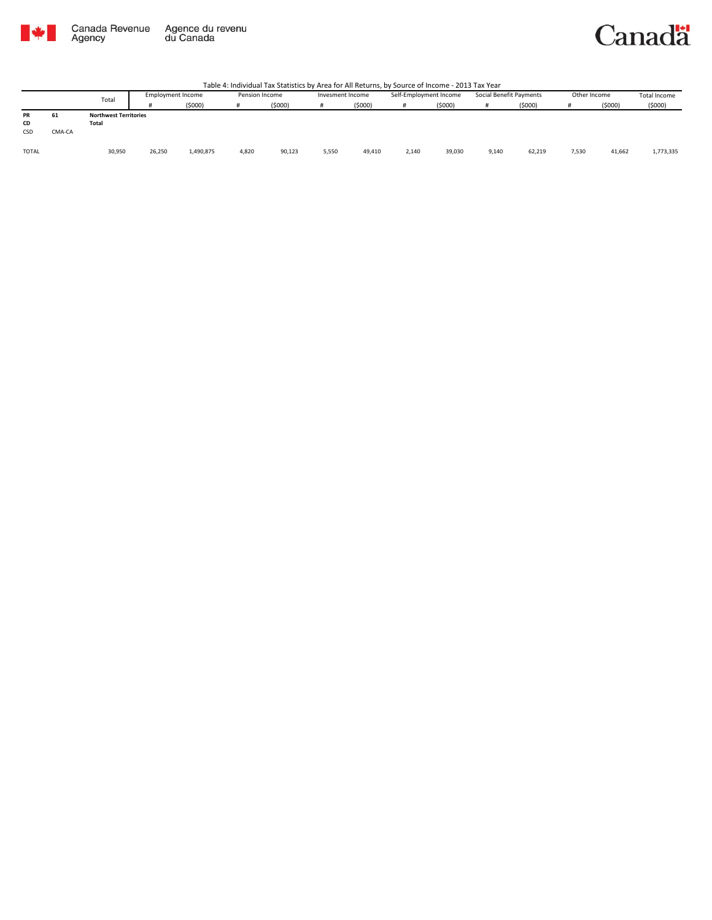Canada Revenue Agency | Agence du revenu du Canada

Table 4: Individual Tax Statistics by Area for All Returns, by Source of Income - 2013 Tax Year

| | | Total | Employment Income | | Pension Income | | Invesment Income | | Self-Employment Income | | Social Benefit Payments | | Other Income | | Total Income |
|---|---|---|---|---|---|---|---|---|---|---|---|---|---|---|---|
| | | | # | ($000) | # | ($000) | # | ($000) | # | ($000) | # | ($000) | # | ($000) | ($000) |
| **PR** | **61** | **Northwest Territories** | | | | | | | | | | | | | |
| **CD** | | **Total** | | | | | | | | | | | | | |
| CSD | CMA-CA | | | | | | | | | | | | | | |
| TOTAL | | 30,950 | 26,250 | 1,490,875 | 4,820 | 90,123 | 5,550 | 49,410 | 2,140 | 39,030 | 9,140 | 62,219 | 7,530 | 41,662 | 1,773,335 |